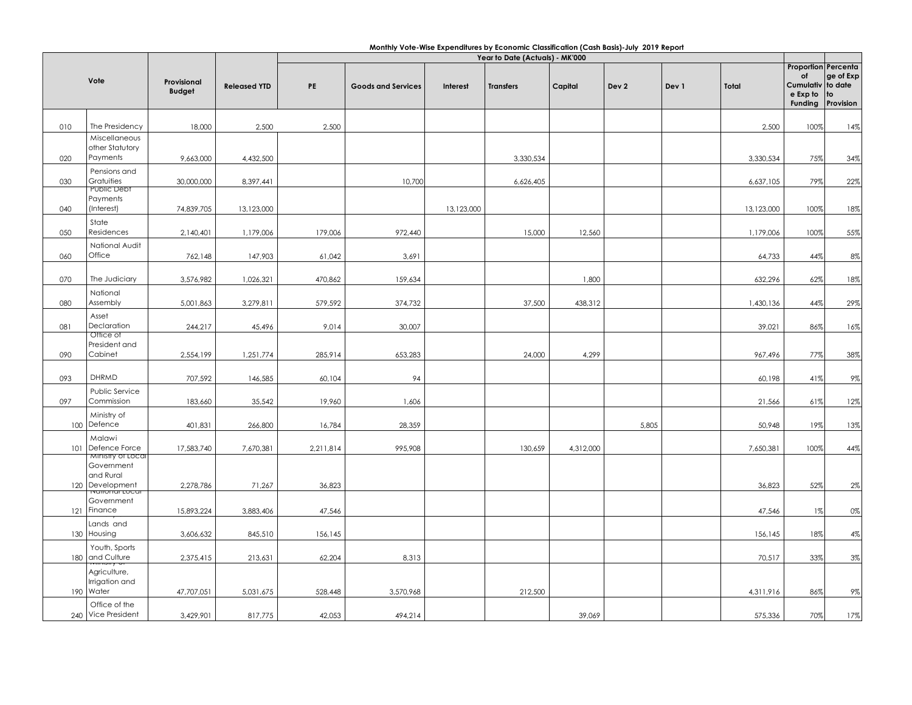**Monthly Vote-Wise Expenditures by Economic Classification (Cash Basis)-July 2019 Report**

| Vote | | Provisional Budget | Released YTD | Year to Date (Actuals) - MK'000 | | | | | | | | Proportion of Cumulative Exp to Funding | Percentage of Exp to date to Provision |
|---|---|---|---|---|---|---|---|---|---|---|---|---|---|
| | | | | PE | Goods and Services | Interest | Transfers | Capital | Dev 2 | Dev 1 | Total | | |
| 010 | The Presidency | 18,000 | 2,500 | 2,500 | | | | | | | 2,500 | 100% | 14% |
| 020 | Miscellaneous other Statutory Payments | 9,663,000 | 4,432,500 | | | | 3,330,534 | | | | 3,330,534 | 75% | 34% |
| 030 | Pensions and Gratuities | 30,000,000 | 8,397,441 | | 10,700 | | 6,626,405 | | | | 6,637,105 | 79% | 22% |
| 040 | Public Debt Payments (Interest) | 74,839,705 | 13,123,000 | | | 13,123,000 | | | | | 13,123,000 | 100% | 18% |
| 050 | State Residences | 2,140,401 | 1,179,006 | 179,006 | 972,440 | | 15,000 | 12,560 | | | 1,179,006 | 100% | 55% |
| 060 | National Audit Office | 762,148 | 147,903 | 61,042 | 3,691 | | | | | | 64,733 | 44% | 8% |
| 070 | The Judiciary | 3,576,982 | 1,026,321 | 470,862 | 159,634 | | | 1,800 | | | 632,296 | 62% | 18% |
| 080 | National Assembly | 5,001,863 | 3,279,811 | 579,592 | 374,732 | | 37,500 | 438,312 | | | 1,430,136 | 44% | 29% |
| 081 | Asset Declaration | 244,217 | 45,496 | 9,014 | 30,007 | | | | | | 39,021 | 86% | 16% |
| 090 | Office of President and Cabinet | 2,554,199 | 1,251,774 | 285,914 | 653,283 | | 24,000 | 4,299 | | | 967,496 | 77% | 38% |
| 093 | DHRMD | 707,592 | 146,585 | 60,104 | 94 | | | | | | 60,198 | 41% | 9% |
| 097 | Public Service Commission | 183,660 | 35,542 | 19,960 | 1,606 | | | | | | 21,566 | 61% | 12% |
| 100 | Ministry of Defence | 401,831 | 266,800 | 16,784 | 28,359 | | | | 5,805 | | 50,948 | 19% | 13% |
| 101 | Malawi Defence Force | 17,583,740 | 7,670,381 | 2,211,814 | 995,908 | | 130,659 | 4,312,000 | | | 7,650,381 | 100% | 44% |
| 120 | Ministry of Local Government and Rural Development | 2,278,786 | 71,267 | 36,823 | | | | | | | 36,823 | 52% | 2% |
| 121 | National Local Government Finance | 15,893,224 | 3,883,406 | 47,546 | | | | | | | 47,546 | 1% | 0% |
| 130 | Lands and Housing | 3,606,632 | 845,510 | 156,145 | | | | | | | 156,145 | 18% | 4% |
| 180 | Youth, Sports and Culture | 2,375,415 | 213,631 | 62,204 | 8,313 | | | | | | 70,517 | 33% | 3% |
| 190 | Ministry of Agriculture, Irrigation and Water | 47,707,051 | 5,031,675 | 528,448 | 3,570,968 | | 212,500 | | | | 4,311,916 | 86% | 9% |
| 240 | Office of the Vice President | 3,429,901 | 817,775 | 42,053 | 494,214 | | | 39,069 | | | 575,336 | 70% | 17% |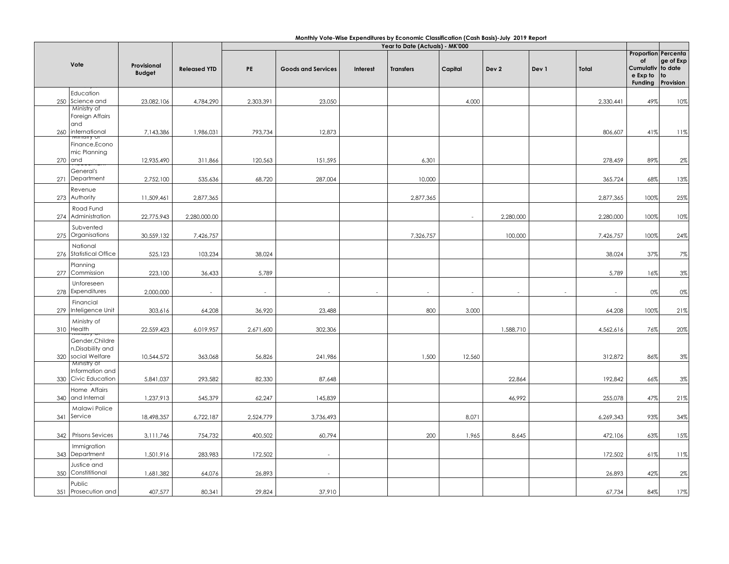**Monthly Vote-Wise Expenditures by Economic Classification (Cash Basis)-July 2019 Report**

| Vote | | Provisional Budget | Released YTD | Year to Date (Actuals) - MK'000 | | | | | | | | Proportion of Cumulative Exp to Funding | Percentage of Exp to date to Provision |
|---|---|---|---|---|---|---|---|---|---|---|---|---|---|
| | | | | PE | Goods and Services | Interest | Transfers | Capital | Dev 2 | Dev 1 | Total | | |
| 250 | Education Science and | 23,082,106 | 4,784,290 | 2,303,391 | 23,050 | | | 4,000 | | | 2,330,441 | 49% | 10% |
| 260 | Ministry of Foreign Affairs and international | 7,143,386 | 1,986,031 | 793,734 | 12,873 | | | | | | 806,607 | 41% | 11% |
| 270 | Ministry of Finance,Economic Planning and | 12,935,490 | 311,866 | 120,563 | 151,595 | | 6,301 | | | | 278,459 | 89% | 2% |
| 271 | General's Department | 2,752,100 | 535,636 | 68,720 | 287,004 | | 10,000 | | | | 365,724 | 68% | 13% |
| 273 | Revenue Authority | 11,509,461 | 2,877,365 | | | | 2,877,365 | | | | 2,877,365 | 100% | 25% |
| 274 | Road Fund Administration | 22,775,943 | 2,280,000.00 | | | | | - | 2,280,000 | | 2,280,000 | 100% | 10% |
| 275 | Subvented Organisations | 30,559,132 | 7,426,757 | | | | 7,326,757 | | 100,000 | | 7,426,757 | 100% | 24% |
| 276 | National Statistical Office | 525,123 | 103,234 | 38,024 | | | | | | | 38,024 | 37% | 7% |
| 277 | Planning Commission | 223,100 | 36,433 | 5,789 | | | | | | | 5,789 | 16% | 3% |
| 278 | Unforeseen Expenditures | 2,000,000 | - | - | - | - | - | - | - | - | - | 0% | 0% |
| 279 | Financial Inteligence Unit | 303,616 | 64,208 | 36,920 | 23,488 | | 800 | 3,000 | | | 64,208 | 100% | 21% |
| 310 | Ministry of Health | 22,559,423 | 6,019,957 | 2,671,600 | 302,306 | | | | 1,588,710 | | 4,562,616 | 76% | 20% |
| 320 | Ministry of Gender,Children,Disability and social Welfare | 10,544,572 | 363,068 | 56,826 | 241,986 | | 1,500 | 12,560 | | | 312,872 | 86% | 3% |
| 330 | Ministry of Information and Civic Education | 5,841,037 | 293,582 | 82,330 | 87,648 | | | | 22,864 | | 192,842 | 66% | 3% |
| 340 | Home Affairs and Internal | 1,237,913 | 545,379 | 62,247 | 145,839 | | | | 46,992 | | 255,078 | 47% | 21% |
| 341 | Malawi Police Service | 18,498,357 | 6,722,187 | 2,524,779 | 3,736,493 | | | 8,071 | | | 6,269,343 | 93% | 34% |
| 342 | Prisons Sevices | 3,111,746 | 754,732 | 400,502 | 60,794 | | 200 | 1,965 | 8,645 | | 472,106 | 63% | 15% |
| 343 | Immigration Department | 1,501,916 | 283,983 | 172,502 | - | | | | | | 172,502 | 61% | 11% |
| 350 | Justice and Constititional | 1,681,382 | 64,076 | 26,893 | - | | | | | | 26,893 | 42% | 2% |
| 351 | Public Prosecution and | 407,577 | 80,341 | 29,824 | 37,910 | | | | | | 67,734 | 84% | 17% |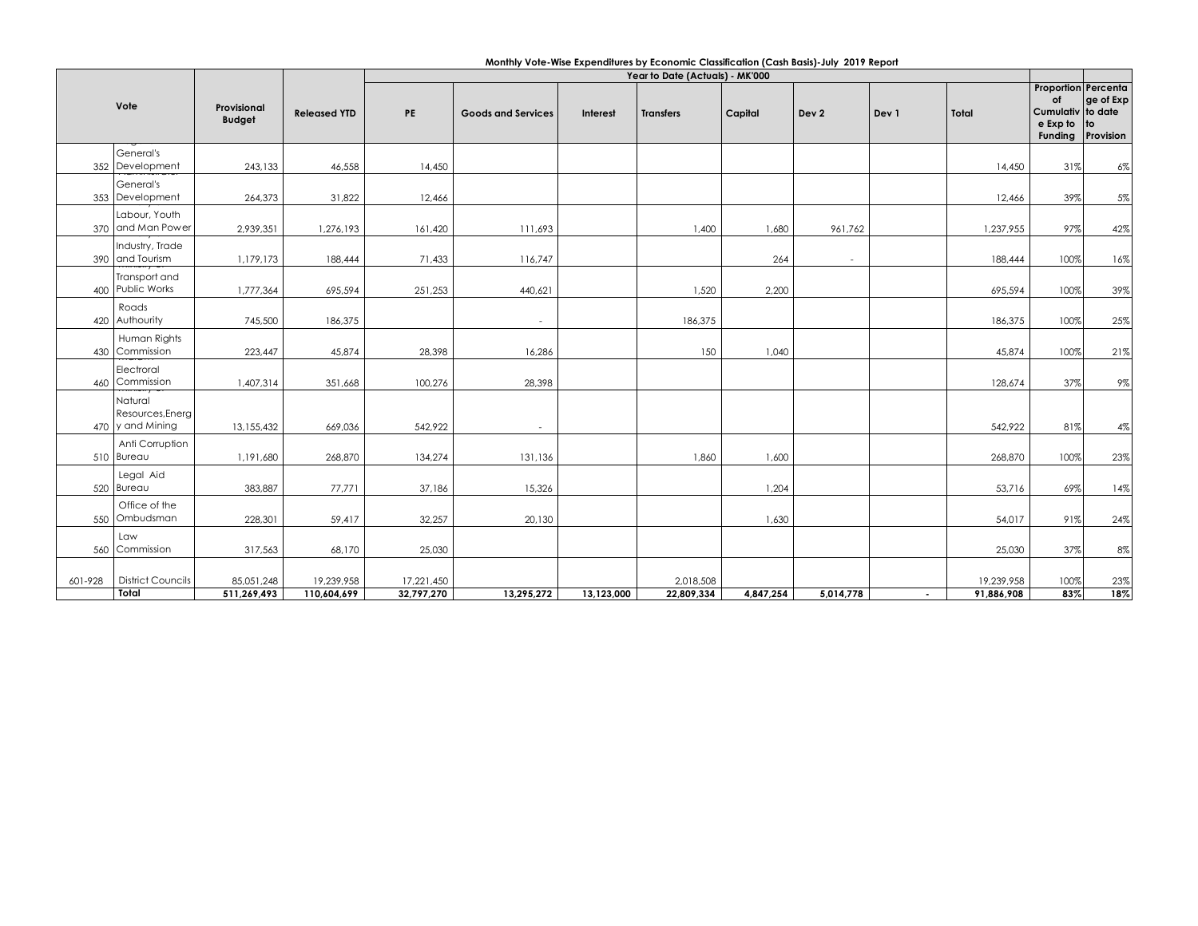**Monthly Vote-Wise Expenditures by Economic Classification (Cash Basis)-July 2019 Report**

| Vote | | Provisional Budget | Released YTD | Year to Date (Actuals) - MK'000 | | | | | | | Total | Proportion of Cumulative Exp to Funding | Percentage of Exp to date to Provision |
|---|---|---|---|---|---|---|---|---|---|---|---|---|---|
| | | | | PE | Goods and Services | Interest | Transfers | Capital | Dev 2 | Dev 1 | | | |
| 352 | General's Development | 243,133 | 46,558 | 14,450 | | | | | | | 14,450 | 31% | 6% |
| 353 | General's Development | 264,373 | 31,822 | 12,466 | | | | | | | 12,466 | 39% | 5% |
| 370 | Labour, Youth and Man Power | 2,939,351 | 1,276,193 | 161,420 | 111,693 | | 1,400 | 1,680 | 961,762 | | 1,237,955 | 97% | 42% |
| 390 | Industry, Trade and Tourism | 1,179,173 | 188,444 | 71,433 | 116,747 | | | 264 | - | | 188,444 | 100% | 16% |
| 400 | Transport and Public Works | 1,777,364 | 695,594 | 251,253 | 440,621 | | 1,520 | 2,200 | | | 695,594 | 100% | 39% |
| 420 | Roads Authourity | 745,500 | 186,375 | | - | | 186,375 | | | | 186,375 | 100% | 25% |
| 430 | Human Rights Commission | 223,447 | 45,874 | 28,398 | 16,286 | | 150 | 1,040 | | | 45,874 | 100% | 21% |
| 460 | Electroral Commission | 1,407,314 | 351,668 | 100,276 | 28,398 | | | | | | 128,674 | 37% | 9% |
| 470 | Natural Resources,Energy and Mining | 13,155,432 | 669,036 | 542,922 | - | | | | | | 542,922 | 81% | 4% |
| 510 | Anti Corruption Bureau | 1,191,680 | 268,870 | 134,274 | 131,136 | | 1,860 | 1,600 | | | 268,870 | 100% | 23% |
| 520 | Legal Aid Bureau | 383,887 | 77,771 | 37,186 | 15,326 | | | 1,204 | | | 53,716 | 69% | 14% |
| 550 | Office of the Ombudsman | 228,301 | 59,417 | 32,257 | 20,130 | | | 1,630 | | | 54,017 | 91% | 24% |
| 560 | Law Commission | 317,563 | 68,170 | 25,030 | | | | | | | 25,030 | 37% | 8% |
| 601-928 | District Councils | 85,051,248 | 19,239,958 | 17,221,450 | | | 2,018,508 | | | | 19,239,958 | 100% | 23% |
| | **Total** | **511,269,493** | **110,604,699** | **32,797,270** | **13,295,272** | **13,123,000** | **22,809,334** | **4,847,254** | **5,014,778** | **-** | **91,886,908** | **83%** | **18%** |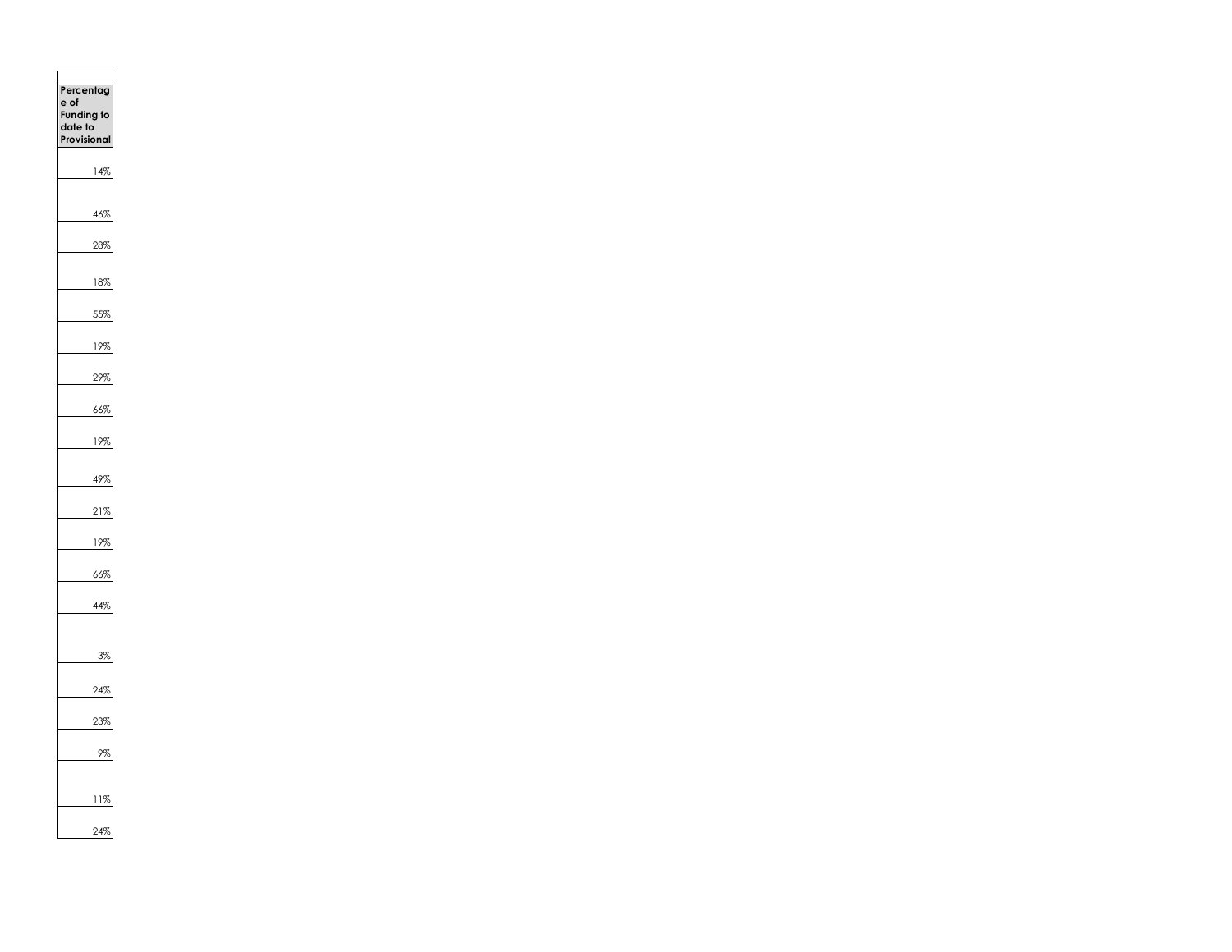| Percentage of Funding to date to Provisional |
|---:|
| 14% |
| 46% |
| 28% |
| 18% |
| 55% |
| 19% |
| 29% |
| 66% |
| 19% |
| 49% |
| 21% |
| 19% |
| 66% |
| 44% |
| 3% |
| 24% |
| 23% |
| 9% |
| 11% |
| 24% |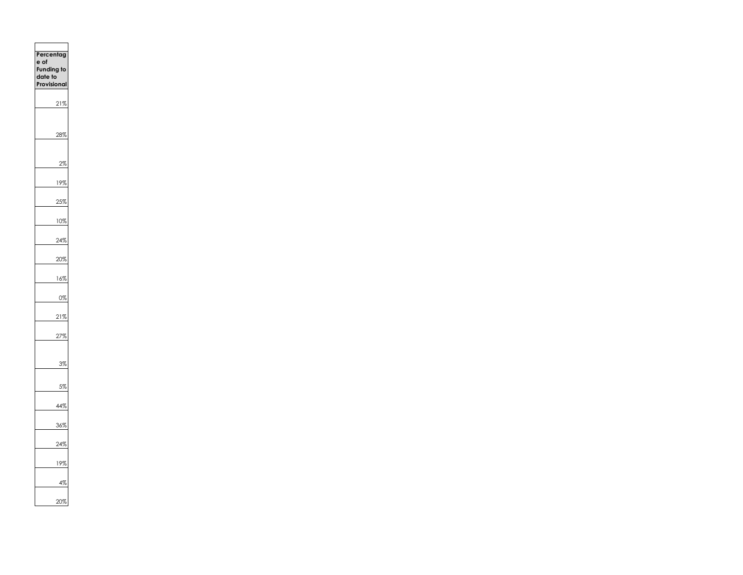| Percentage of Funding to date to Provisional |
| --- |
| 21% |
| 28% |
| 2% |
| 19% |
| 25% |
| 10% |
| 24% |
| 20% |
| 16% |
| 0% |
| 21% |
| 27% |
| 3% |
| 5% |
| 44% |
| 36% |
| 24% |
| 19% |
| 4% |
| 20% |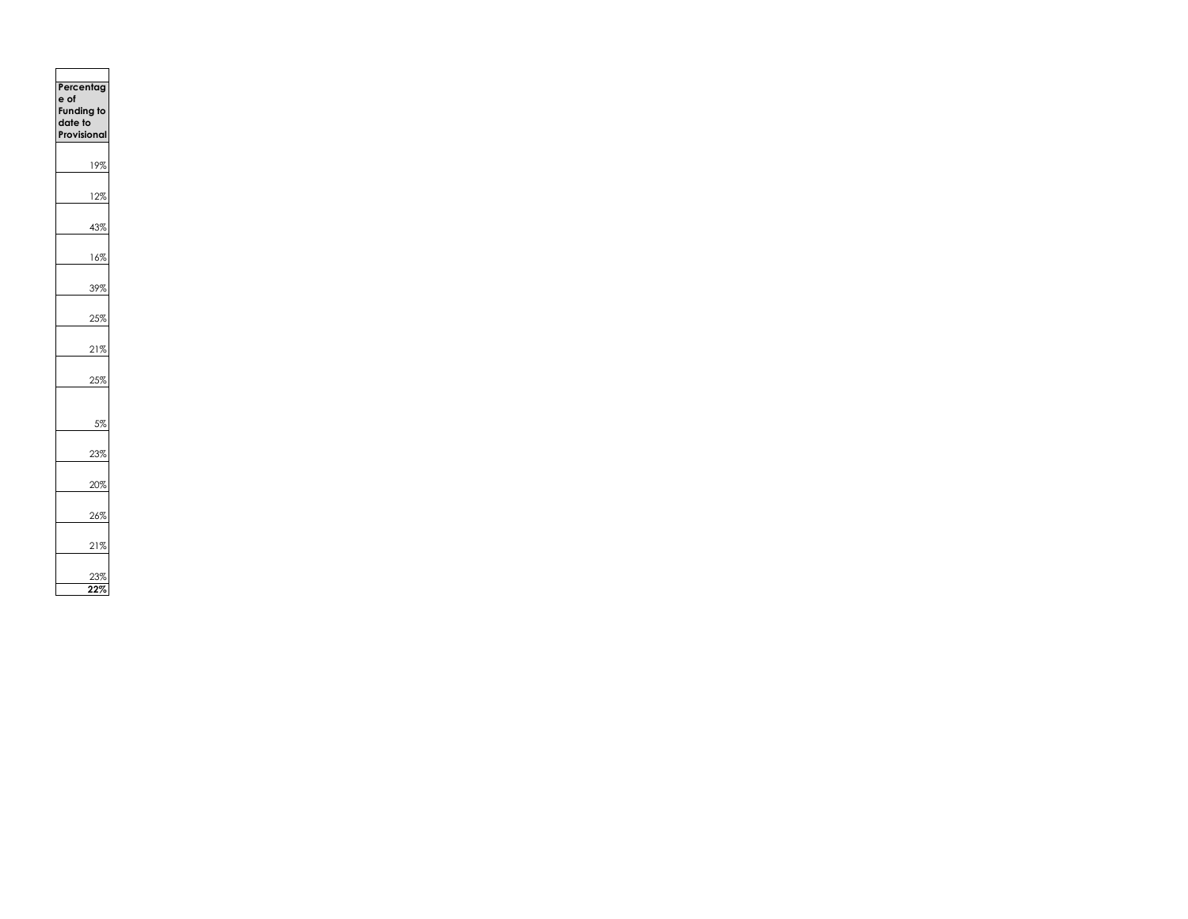| Percentage of Funding to date to Provisional |
|---|
| 19% |
| 12% |
| 43% |
| 16% |
| 39% |
| 25% |
| 21% |
| 25% |
| 5% |
| 23% |
| 20% |
| 26% |
| 21% |
| 23% |
| **22%** |